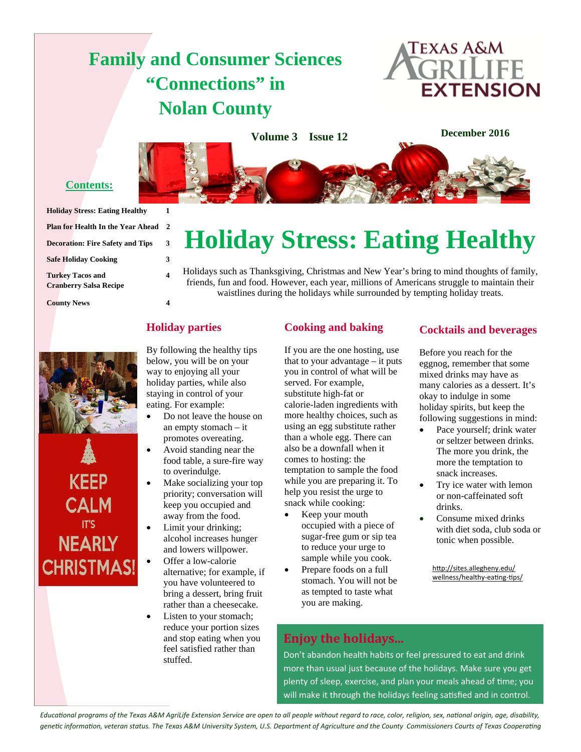# Family and Consumer Sciences "Connections" in Nolan County

Texas A&M AgriLife Extension

**Volume 3 Issue 12**

**December 2016**

## Contents:

| | |
|---|---|
| Holiday Stress: Eating Healthy | 1 |
| Plan for Health In the Year Ahead | 2 |
| Decoration: Fire Safety and Tips | 3 |
| Safe Holiday Cooking | 3 |
| Turkey Tacos and Cranberry Salsa Recipe | 4 |
| County News | 4 |

KEEP CALM IT'S NEARLY CHRISTMAS!

# Holiday Stress: Eating Healthy

Holidays such as Thanksgiving, Christmas and New Year's bring to mind thoughts of family, friends, fun and food. However, each year, millions of Americans struggle to maintain their waistlines during the holidays while surrounded by tempting holiday treats.

### Holiday parties

By following the healthy tips below, you will be on your way to enjoying all your holiday parties, while also staying in control of your eating. For example:

- Do not leave the house on an empty stomach – it promotes overeating.
- Avoid standing near the food table, a sure-fire way to overindulge.
- Make socializing your top priority; conversation will keep you occupied and away from the food.
- Limit your drinking; alcohol increases hunger and lowers willpower.
- Offer a low-calorie alternative; for example, if you have volunteered to bring a dessert, bring fruit rather than a cheesecake.
- Listen to your stomach; reduce your portion sizes and stop eating when you feel satisfied rather than stuffed.

### Cooking and baking

If you are the one hosting, use that to your advantage – it puts you in control of what will be served. For example, substitute high-fat or calorie-laden ingredients with more healthy choices, such as using an egg substitute rather than a whole egg. There can also be a downfall when it comes to hosting: the temptation to sample the food while you are preparing it. To help you resist the urge to snack while cooking:

- Keep your mouth occupied with a piece of sugar-free gum or sip tea to reduce your urge to sample while you cook.
- Prepare foods on a full stomach. You will not be as tempted to taste what you are making.

### Cocktails and beverages

Before you reach for the eggnog, remember that some mixed drinks may have as many calories as a dessert. It's okay to indulge in some holiday spirits, but keep the following suggestions in mind:

- Pace yourself; drink water or seltzer between drinks. The more you drink, the more the temptation to snack increases.
- Try ice water with lemon or non-caffeinated soft drinks.
- Consume mixed drinks with diet soda, club soda or tonic when possible.

http://sites.allegheny.edu/wellness/healthy-eating-tips/

### Enjoy the holidays...

Don't abandon health habits or feel pressured to eat and drink more than usual just because of the holidays. Make sure you get plenty of sleep, exercise, and plan your meals ahead of time; you will make it through the holidays feeling satisfied and in control.

*Educational programs of the Texas A&M AgriLife Extension Service are open to all people without regard to race, color, religion, sex, national origin, age, disability, genetic information, veteran status. The Texas A&M University System, U.S. Department of Agriculture and the County Commissioners Courts of Texas Cooperating*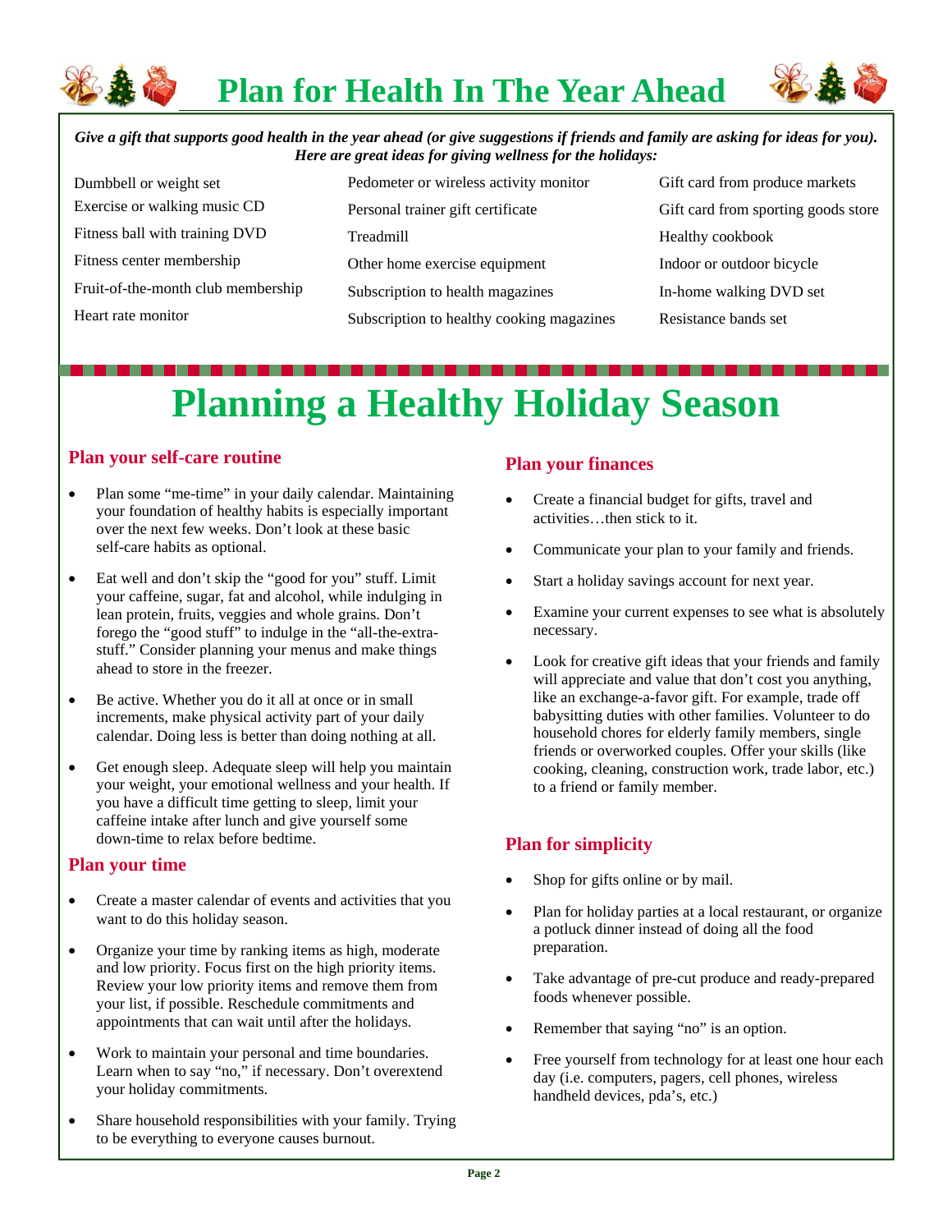# Plan for Health In The Year Ahead

***Give a gift that supports good health in the year ahead (or give suggestions if friends and family are asking for ideas for you). Here are great ideas for giving wellness for the holidays:***

- Dumbbell or weight set
- Exercise or walking music CD
- Fitness ball with training DVD
- Fitness center membership
- Fruit-of-the-month club membership
- Heart rate monitor
- Pedometer or wireless activity monitor
- Personal trainer gift certificate
- Treadmill
- Other home exercise equipment
- Subscription to health magazines
- Subscription to healthy cooking magazines
- Gift card from produce markets
- Gift card from sporting goods store
- Healthy cookbook
- Indoor or outdoor bicycle
- In-home walking DVD set
- Resistance bands set

# Planning a Healthy Holiday Season

## Plan your self-care routine

- Plan some "me-time" in your daily calendar. Maintaining your foundation of healthy habits is especially important over the next few weeks. Don't look at these basic self-care habits as optional.
- Eat well and don't skip the "good for you" stuff. Limit your caffeine, sugar, fat and alcohol, while indulging in lean protein, fruits, veggies and whole grains. Don't forego the "good stuff" to indulge in the "all-the-extra-stuff." Consider planning your menus and make things ahead to store in the freezer.
- Be active. Whether you do it all at once or in small increments, make physical activity part of your daily calendar. Doing less is better than doing nothing at all.
- Get enough sleep. Adequate sleep will help you maintain your weight, your emotional wellness and your health. If you have a difficult time getting to sleep, limit your caffeine intake after lunch and give yourself some down-time to relax before bedtime.

## Plan your time

- Create a master calendar of events and activities that you want to do this holiday season.
- Organize your time by ranking items as high, moderate and low priority. Focus first on the high priority items. Review your low priority items and remove them from your list, if possible. Reschedule commitments and appointments that can wait until after the holidays.
- Work to maintain your personal and time boundaries. Learn when to say "no," if necessary. Don't overextend your holiday commitments.
- Share household responsibilities with your family. Trying to be everything to everyone causes burnout.

## Plan your finances

- Create a financial budget for gifts, travel and activities…then stick to it.
- Communicate your plan to your family and friends.
- Start a holiday savings account for next year.
- Examine your current expenses to see what is absolutely necessary.
- Look for creative gift ideas that your friends and family will appreciate and value that don't cost you anything, like an exchange-a-favor gift. For example, trade off babysitting duties with other families. Volunteer to do household chores for elderly family members, single friends or overworked couples. Offer your skills (like cooking, cleaning, construction work, trade labor, etc.) to a friend or family member.

## Plan for simplicity

- Shop for gifts online or by mail.
- Plan for holiday parties at a local restaurant, or organize a potluck dinner instead of doing all the food preparation.
- Take advantage of pre-cut produce and ready-prepared foods whenever possible.
- Remember that saying "no" is an option.
- Free yourself from technology for at least one hour each day (i.e. computers, pagers, cell phones, wireless handheld devices, pda's, etc.)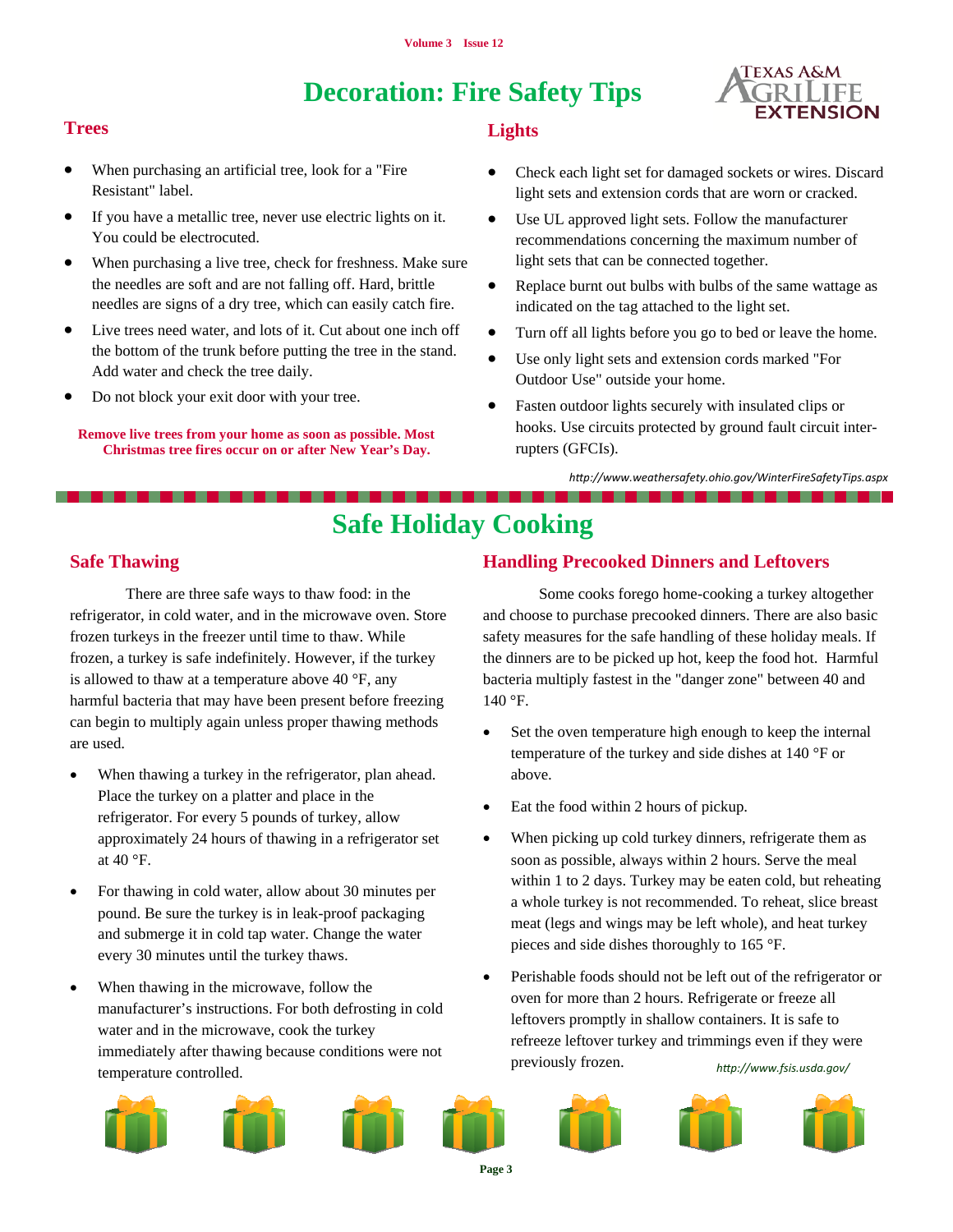# Decoration: Fire Safety Tips

## Trees

- When purchasing an artificial tree, look for a "Fire Resistant" label.
- If you have a metallic tree, never use electric lights on it. You could be electrocuted.
- When purchasing a live tree, check for freshness. Make sure the needles are soft and are not falling off. Hard, brittle needles are signs of a dry tree, which can easily catch fire.
- Live trees need water, and lots of it. Cut about one inch off the bottom of the trunk before putting the tree in the stand. Add water and check the tree daily.
- Do not block your exit door with your tree.

**Remove live trees from your home as soon as possible. Most Christmas tree fires occur on or after New Year's Day.**

## Lights

- Check each light set for damaged sockets or wires. Discard light sets and extension cords that are worn or cracked.
- Use UL approved light sets. Follow the manufacturer recommendations concerning the maximum number of light sets that can be connected together.
- Replace burnt out bulbs with bulbs of the same wattage as indicated on the tag attached to the light set.
- Turn off all lights before you go to bed or leave the home.
- Use only light sets and extension cords marked "For Outdoor Use" outside your home.
- Fasten outdoor lights securely with insulated clips or hooks. Use circuits protected by ground fault circuit interrupters (GFCIs).

*http://www.weathersafety.ohio.gov/WinterFireSafetyTips.aspx*

# Safe Holiday Cooking

## Safe Thawing

There are three safe ways to thaw food: in the refrigerator, in cold water, and in the microwave oven. Store frozen turkeys in the freezer until time to thaw. While frozen, a turkey is safe indefinitely. However, if the turkey is allowed to thaw at a temperature above 40 °F, any harmful bacteria that may have been present before freezing can begin to multiply again unless proper thawing methods are used.

- When thawing a turkey in the refrigerator, plan ahead. Place the turkey on a platter and place in the refrigerator. For every 5 pounds of turkey, allow approximately 24 hours of thawing in a refrigerator set at 40 °F.
- For thawing in cold water, allow about 30 minutes per pound. Be sure the turkey is in leak-proof packaging and submerge it in cold tap water. Change the water every 30 minutes until the turkey thaws.
- When thawing in the microwave, follow the manufacturer's instructions. For both defrosting in cold water and in the microwave, cook the turkey immediately after thawing because conditions were not temperature controlled.

## Handling Precooked Dinners and Leftovers

Some cooks forego home-cooking a turkey altogether and choose to purchase precooked dinners. There are also basic safety measures for the safe handling of these holiday meals. If the dinners are to be picked up hot, keep the food hot. Harmful bacteria multiply fastest in the "danger zone" between 40 and 140 °F.

- Set the oven temperature high enough to keep the internal temperature of the turkey and side dishes at 140 °F or above.
- Eat the food within 2 hours of pickup.
- When picking up cold turkey dinners, refrigerate them as soon as possible, always within 2 hours. Serve the meal within 1 to 2 days. Turkey may be eaten cold, but reheating a whole turkey is not recommended. To reheat, slice breast meat (legs and wings may be left whole), and heat turkey pieces and side dishes thoroughly to 165 °F.
- Perishable foods should not be left out of the refrigerator or oven for more than 2 hours. Refrigerate or freeze all leftovers promptly in shallow containers. It is safe to refreeze leftover turkey and trimmings even if they were previously frozen.

*http://www.fsis.usda.gov/*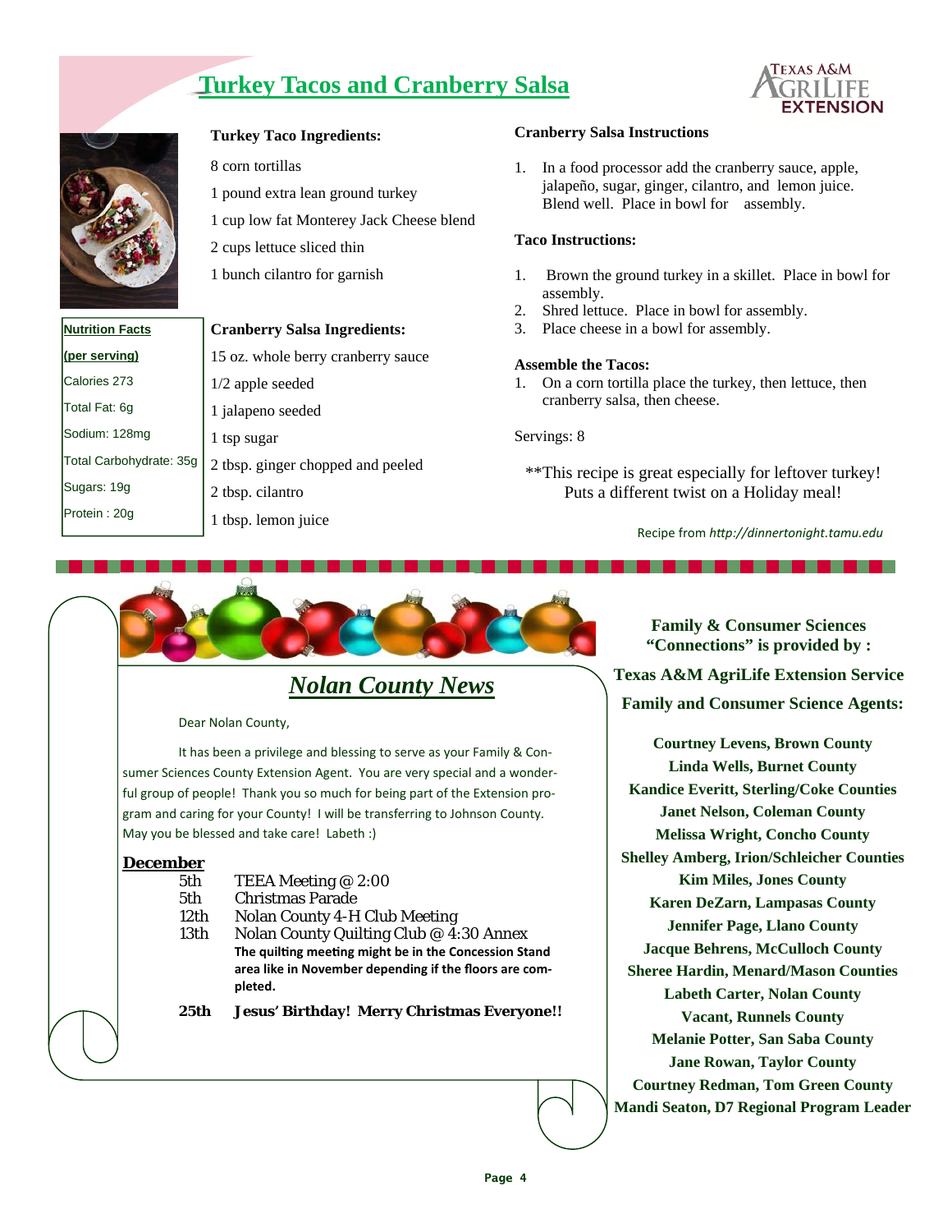# Turkey Tacos and Cranberry Salsa

**Turkey Taco Ingredients:**

8 corn tortillas

1 pound extra lean ground turkey

1 cup low fat Monterey Jack Cheese blend

2 cups lettuce sliced thin

1 bunch cilantro for garnish

**Cranberry Salsa Ingredients:**

15 oz. whole berry cranberry sauce

1/2 apple seeded

1 jalapeno seeded

1 tsp sugar

2 tbsp. ginger chopped and peeled

2 tbsp. cilantro

1 tbsp. lemon juice

**Nutrition Facts (per serving)**

Calories 273

Total Fat: 6g

Sodium: 128mg

Total Carbohydrate: 35g

Sugars: 19g

Protein : 20g

**Cranberry Salsa Instructions**

1. In a food processor add the cranberry sauce, apple, jalapeño, sugar, ginger, cilantro, and lemon juice. Blend well. Place in bowl for assembly.

**Taco Instructions:**

1. Brown the ground turkey in a skillet. Place in bowl for assembly.
2. Shred lettuce. Place in bowl for assembly.
3. Place cheese in a bowl for assembly.

**Assemble the Tacos:**

1. On a corn tortilla place the turkey, then lettuce, then cranberry salsa, then cheese.

Servings: 8

**This recipe is great especially for leftover turkey! Puts a different twist on a Holiday meal!

Recipe from *http://dinnertonight.tamu.edu*

## *Nolan County News*

Dear Nolan County,

It has been a privilege and blessing to serve as your Family & Consumer Sciences County Extension Agent. You are very special and a wonderful group of people! Thank you so much for being part of the Extension program and caring for your County! I will be transferring to Johnson County. May you be blessed and take care! Labeth :)

**December**

| | |
|---|---|
| 5th | TEEA Meeting @ 2:00 |
| 5th | Christmas Parade |
| 12th | Nolan County 4-H Club Meeting |
| 13th | Nolan County Quilting Club @ 4:30 Annex **The quilting meeting might be in the Concession Stand area like in November depending if the floors are completed.** |
| **25th** | **Jesus' Birthday! Merry Christmas Everyone!!** |

**Family & Consumer Sciences "Connections" is provided by :**

**Texas A&M AgriLife Extension Service Family and Consumer Science Agents:**

**Courtney Levens, Brown County**
**Linda Wells, Burnet County**
**Kandice Everitt, Sterling/Coke Counties**
**Janet Nelson, Coleman County**
**Melissa Wright, Concho County**
**Shelley Amberg, Irion/Schleicher Counties**
**Kim Miles, Jones County**
**Karen DeZarn, Lampasas County**
**Jennifer Page, Llano County**
**Jacque Behrens, McCulloch County**
**Sheree Hardin, Menard/Mason Counties**
**Labeth Carter, Nolan County**
**Vacant, Runnels County**
**Melanie Potter, San Saba County**
**Jane Rowan, Taylor County**
**Courtney Redman, Tom Green County**
**Mandi Seaton, D7 Regional Program Leader**